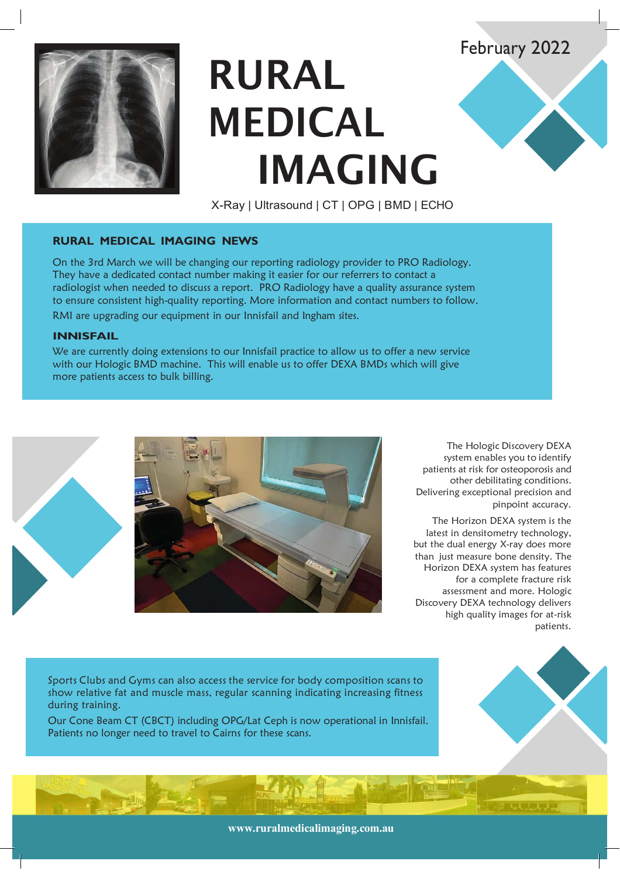February 2022

# RURAL MEDICAL IMAGING

X-Ray | Ultrasound | CT | OPG | BMD | ECHO

## RURAL MEDICAL IMAGING NEWS

On the 3rd March we will be changing our reporting radiology provider to PRO Radiology. They have a dedicated contact number making it easier for our referrers to contact a radiologist when needed to discuss a report. PRO Radiology have a quality assurance system to ensure consistent high-quality reporting. More information and contact numbers to follow.

RMI are upgrading our equipment in our Innisfail and Ingham sites.

### INNISFAIL

We are currently doing extensions to our Innisfail practice to allow us to offer a new service with our Hologic BMD machine. This will enable us to offer DEXA BMDs which will give more patients access to bulk billing.

The Hologic Discovery DEXA system enables you to identify patients at risk for osteoporosis and other debilitating conditions. Delivering exceptional precision and pinpoint accuracy.

The Horizon DEXA system is the latest in densitometry technology, but the dual energy X-ray does more than just measure bone density. The Horizon DEXA system has features for a complete fracture risk assessment and more. Hologic Discovery DEXA technology delivers high quality images for at-risk patients.

Sports Clubs and Gyms can also access the service for body composition scans to show relative fat and muscle mass, regular scanning indicating increasing fitness during training.

Our Cone Beam CT (CBCT) including OPG/Lat Ceph is now operational in Innisfail. Patients no longer need to travel to Cairns for these scans.

www.ruralmedicalimaging.com.au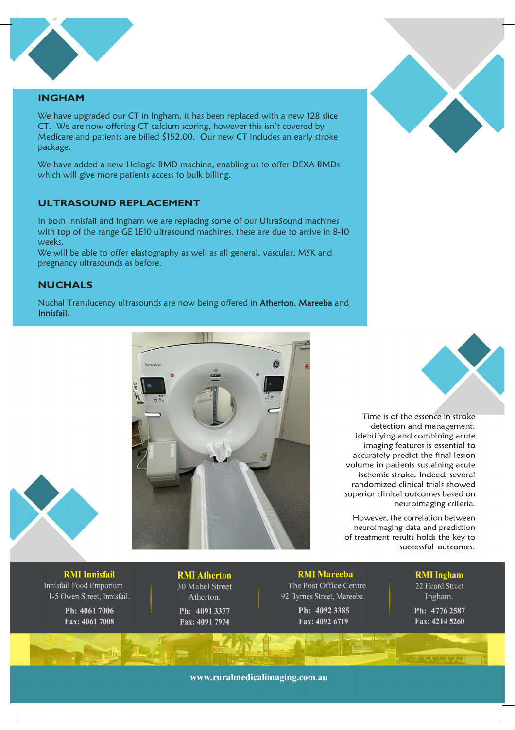## INGHAM

We have upgraded our CT in Ingham, it has been replaced with a new 128 slice CT. We are now offering CT calcium scoring, however this isn't covered by Medicare and patients are billed $152.00. Our new CT includes an early stroke package.

We have added a new Hologic BMD machine, enabling us to offer DEXA BMDs which will give more patients access to bulk billing.

## ULTRASOUND REPLACEMENT

In both Innisfail and Ingham we are replacing some of our UltraSound machines with top of the range GE LE10 ultrasound machines, these are due to arrive in 8-10 weeks,
We will be able to offer elastography as well as all general, vascular, MSK and pregnancy ultrasounds as before.

## NUCHALS

Nuchal Translucency ultrasounds are now being offered in **Atherton**, **Mareeba** and **Innisfail**.

Time is of the essence in stroke detection and management. Identifying and combining acute imaging features is essential to accurately predict the final lesion volume in patients sustaining acute ischemic stroke. Indeed, several randomized clinical trials showed superior clinical outcomes based on neuroimaging criteria.

However, the correlation between neuroimaging data and prediction of treatment results holds the key to successful outcomes.

**RMI Innisfail**
Innisfail Food Emporium
1-5 Owen Street, Innisfail.
**Ph: 4061 7006**
**Fax: 4061 7008**

**RMI Atherton**
30 Mabel Street
Atherton.
**Ph: 4091 3377**
**Fax: 4091 7974**

**RMI Mareeba**
The Post Office Centre
92 Byrnes Street, Mareeba.
**Ph: 4092 3385**
**Fax: 4092 6719**

**RMI Ingham**
22 Heard Street
Ingham.
**Ph: 4776 2587**
**Fax: 4214 5260**

**www.ruralmedicalimaging.com.au**